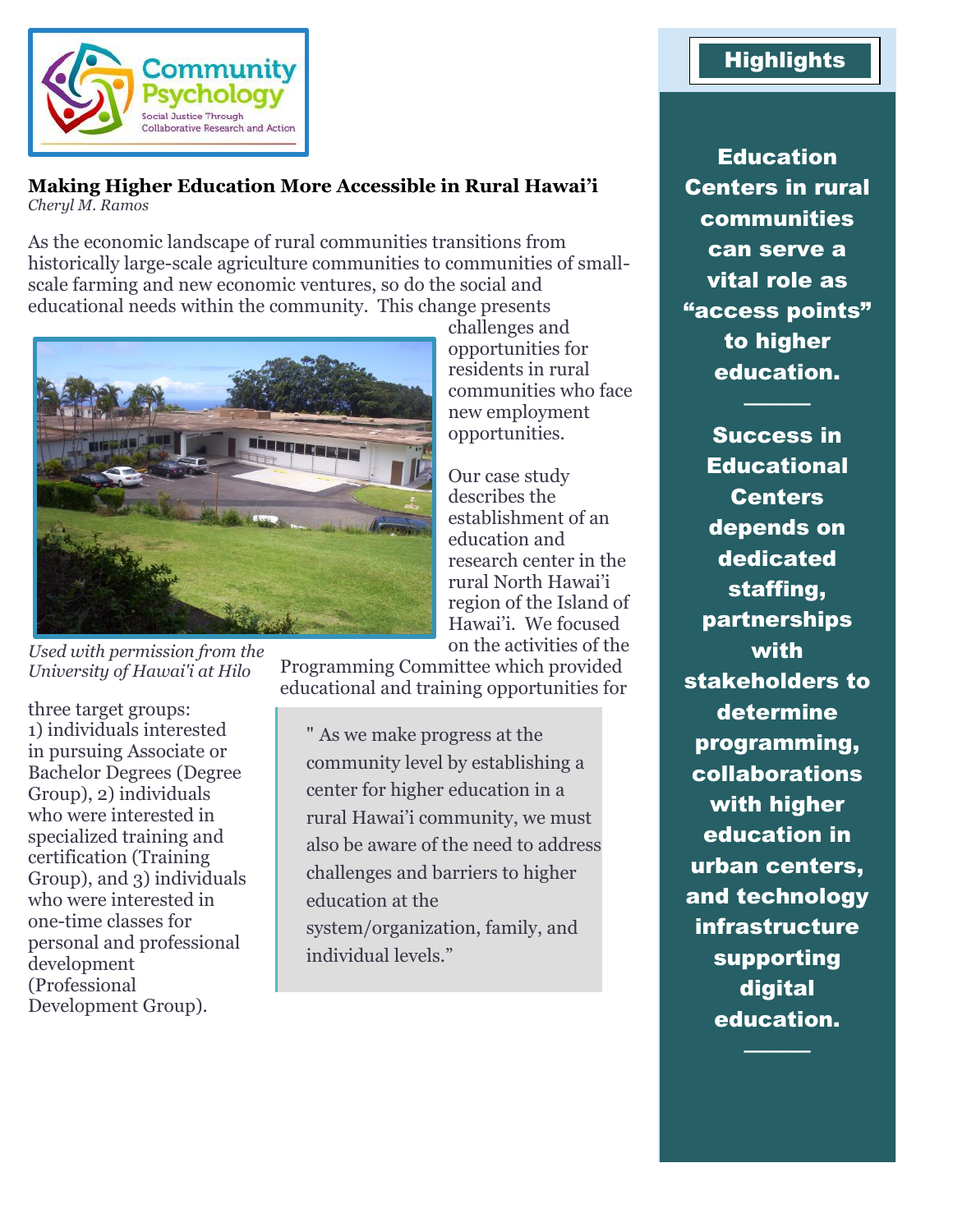# Making Higher Education More Accessible in Rural Hawai'i

*Cheryl M. Ramos*

As the economic landscape of rural communities transitions from historically large-scale agriculture communities to communities of small-scale farming and new economic ventures, so do the social and educational needs within the community. This change presents challenges and opportunities for residents in rural communities who face new employment opportunities.

*Used with permission from the University of Hawai'i at Hilo*

Our case study describes the establishment of an education and research center in the rural North Hawai'i region of the Island of Hawai'i. We focused on the activities of the Programming Committee which provided educational and training opportunities for three target groups: 1) individuals interested in pursuing Associate or Bachelor Degrees (Degree Group), 2) individuals who were interested in specialized training and certification (Training Group), and 3) individuals who were interested in one-time classes for personal and professional development (Professional Development Group).

> " As we make progress at the community level by establishing a center for higher education in a rural Hawai'i community, we must also be aware of the need to address challenges and barriers to higher education at the system/organization, family, and individual levels."

## Highlights

**Education Centers in rural communities can serve a vital role as "access points" to higher education.**

**Success in Educational Centers depends on dedicated staffing, partnerships with stakeholders to determine programming, collaborations with higher education in urban centers, and technology infrastructure supporting digital education.**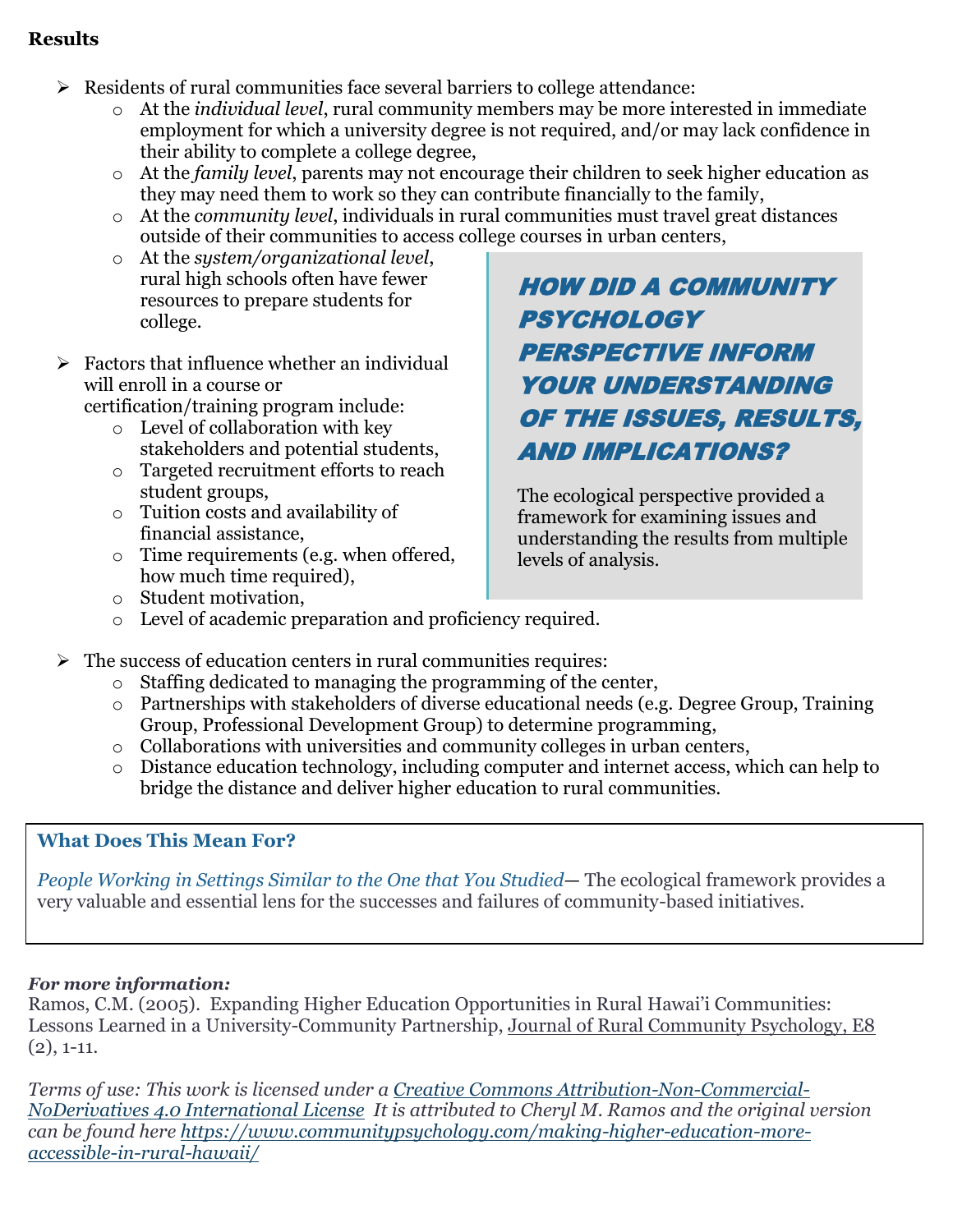## Results

- Residents of rural communities face several barriers to college attendance:
  - At the *individual level*, rural community members may be more interested in immediate employment for which a university degree is not required, and/or may lack confidence in their ability to complete a college degree,
  - At the *family level*, parents may not encourage their children to seek higher education as they may need them to work so they can contribute financially to the family,
  - At the *community level*, individuals in rural communities must travel great distances outside of their communities to access college courses in urban centers,
  - At the *system/organizational level*, rural high schools often have fewer resources to prepare students for college.

- Factors that influence whether an individual will enroll in a course or certification/training program include:
  - Level of collaboration with key stakeholders and potential students,
  - Targeted recruitment efforts to reach student groups,
  - Tuition costs and availability of financial assistance,
  - Time requirements (e.g. when offered, how much time required),
  - Student motivation,
  - Level of academic preparation and proficiency required.

- The success of education centers in rural communities requires:
  - Staffing dedicated to managing the programming of the center,
  - Partnerships with stakeholders of diverse educational needs (e.g. Degree Group, Training Group, Professional Development Group) to determine programming,
  - Collaborations with universities and community colleges in urban centers,
  - Distance education technology, including computer and internet access, which can help to bridge the distance and deliver higher education to rural communities.

### HOW DID A COMMUNITY PSYCHOLOGY PERSPECTIVE INFORM YOUR UNDERSTANDING OF THE ISSUES, RESULTS, AND IMPLICATIONS?

The ecological perspective provided a framework for examining issues and understanding the results from multiple levels of analysis.

### What Does This Mean For?

*People Working in Settings Similar to the One that You Studied*— The ecological framework provides a very valuable and essential lens for the successes and failures of community-based initiatives.

***For more information:***

Ramos, C.M. (2005). Expanding Higher Education Opportunities in Rural Hawai'i Communities: Lessons Learned in a University-Community Partnership, Journal of Rural Community Psychology, E8 (2), 1-11.

*Terms of use: This work is licensed under a Creative Commons Attribution-Non-Commercial-NoDerivatives 4.0 International License It is attributed to Cheryl M. Ramos and the original version can be found here https://www.communitypsychology.com/making-higher-education-more-accessible-in-rural-hawaii/*